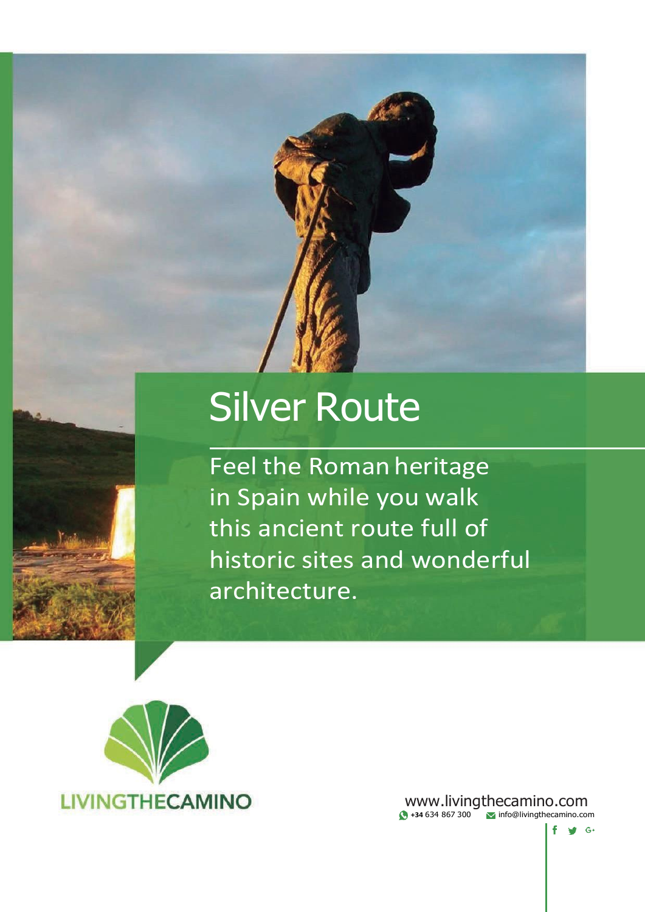# Silver Route

Feel the Roman heritage in Spain while you walk this ancient route full of historic sites and wonderful architecture.

LIVINGTHECAMINO

www.livingthecamino.com

+34 634 867 300 info@livingthecamino.com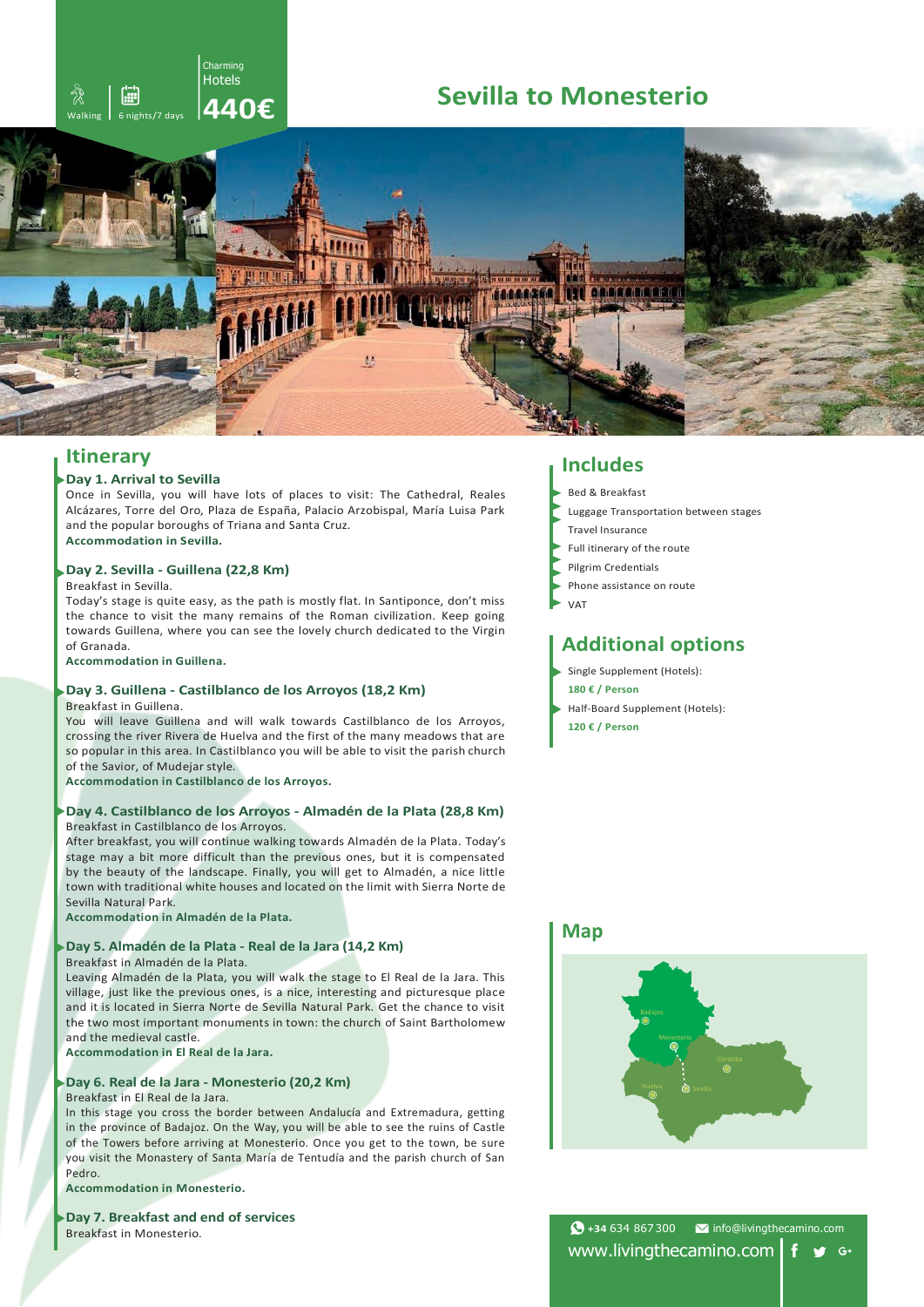Walking | 6 nights/7 days | Charming Hotels **440€**

# Sevilla to Monesterio

## Itinerary

### Day 1. Arrival to Sevilla

Once in Sevilla, you will have lots of places to visit: The Cathedral, Reales Alcázares, Torre del Oro, Plaza de España, Palacio Arzobispal, María Luisa Park and the popular boroughs of Triana and Santa Cruz.

**Accommodation in Sevilla.**

### Day 2. Sevilla - Guillena (22,8 Km)

Breakfast in Sevilla.

Today's stage is quite easy, as the path is mostly flat. In Santiponce, don't miss the chance to visit the many remains of the Roman civilization. Keep going towards Guillena, where you can see the lovely church dedicated to the Virgin of Granada.

**Accommodation in Guillena.**

### Day 3. Guillena - Castilblanco de los Arroyos (18,2 Km)

Breakfast in Guillena.

You will leave Guillena and will walk towards Castilblanco de los Arroyos, crossing the river Rivera de Huelva and the first of the many meadows that are so popular in this area. In Castilblanco you will be able to visit the parish church of the Savior, of Mudejar style.

**Accommodation in Castilblanco de los Arroyos.**

### Day 4. Castilblanco de los Arroyos - Almadén de la Plata (28,8 Km)

Breakfast in Castilblanco de los Arroyos.

After breakfast, you will continue walking towards Almadén de la Plata. Today's stage may a bit more difficult than the previous ones, but it is compensated by the beauty of the landscape. Finally, you will get to Almadén, a nice little town with traditional white houses and located on the limit with Sierra Norte de Sevilla Natural Park.

**Accommodation in Almadén de la Plata.**

### Day 5. Almadén de la Plata - Real de la Jara (14,2 Km)

Breakfast in Almadén de la Plata.

Leaving Almadén de la Plata, you will walk the stage to El Real de la Jara. This village, just like the previous ones, is a nice, interesting and picturesque place and it is located in Sierra Norte de Sevilla Natural Park. Get the chance to visit the two most important monuments in town: the church of Saint Bartholomew and the medieval castle.

**Accommodation in El Real de la Jara.**

### Day 6. Real de la Jara - Monesterio (20,2 Km)

Breakfast in El Real de la Jara.

In this stage you cross the border between Andalucía and Extremadura, getting in the province of Badajoz. On the Way, you will be able to see the ruins of Castle of the Towers before arriving at Monesterio. Once you get to the town, be sure you visit the Monastery of Santa María de Tentudía and the parish church of San Pedro.

**Accommodation in Monesterio.**

### Day 7. Breakfast and end of services

Breakfast in Monesterio.

## Includes

- Bed & Breakfast
- Luggage Transportation between stages
- Travel Insurance
- Full itinerary of the route
- Pilgrim Credentials
- Phone assistance on route
- VAT

## Additional options

- Single Supplement (Hotels): **180 € / Person**
- Half-Board Supplement (Hotels): **120 € / Person**

## Map

Badajoz, Monesterio, Córdoba, Huelva, Sevilla

+34 634 867 300 | info@livingthecamino.com

www.livingthecamino.com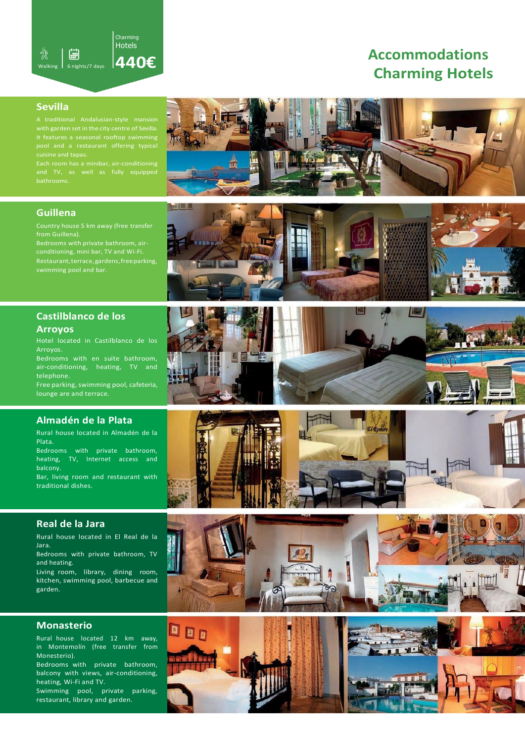Walking | 6 nights/7 days | Charming Hotels **440€**

# Accommodations Charming Hotels

## Sevilla

A traditional Andalusian-style mansion with garden set in the city centre of Sevilla. It features a seasonal rooftop swimming pool and a restaurant offering typical cuisine and tapas.

Each room has a minibar, air-conditioning and TV, as well as fully equipped bathrooms.

## Guillena

Country house 5 km away (free transfer from Guillena).

Bedrooms with private bathroom, air-conditioning, mini bar, TV and Wi-Fi.

Restaurant, terrace, gardens, free parking, swimming pool and bar.

## Castilblanco de los Arroyos

Hotel located in Castilblanco de los Arroyos.

Bedrooms with en suite bathroom, air-conditioning, heating, TV and telephone.

Free parking, swimming pool, cafeteria, lounge are and terrace.

## Almadén de la Plata

Rural house located in Almadén de la Plata.

Bedrooms with private bathroom, heating, TV, Internet access and balcony.

Bar, living room and restaurant with traditional dishes.

## Real de la Jara

Rural house located in El Real de la Jara.

Bedrooms with private bathroom, TV and heating.

Living room, library, dining room, kitchen, swimming pool, barbecue and garden.

## Monasterio

Rural house located 12 km away, in Montemolín (free transfer from Monesterio).

Bedrooms with private bathroom, balcony with views, air-conditioning, heating, Wi-Fi and TV.

Swimming pool, private parking, restaurant, library and garden.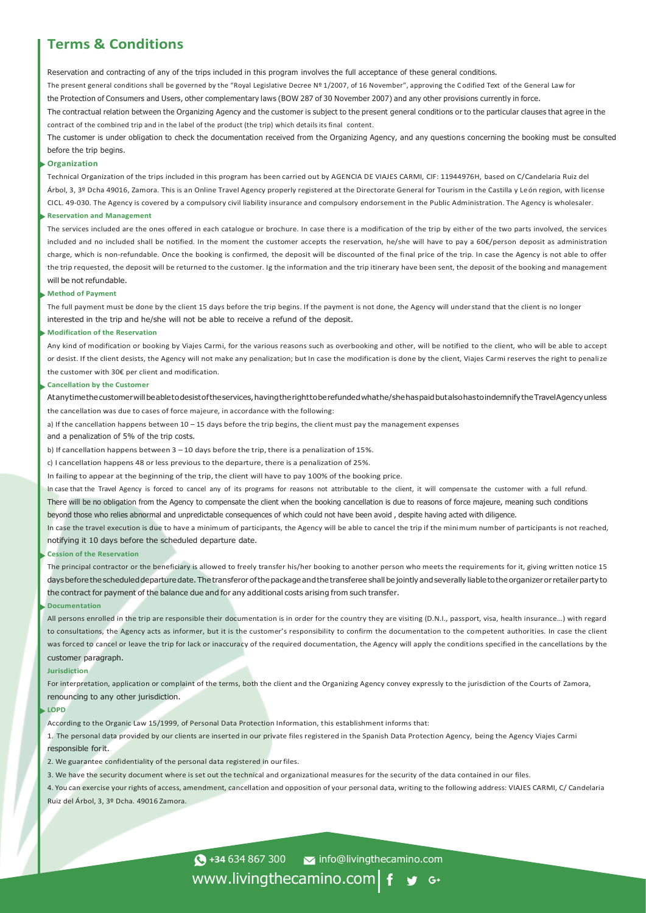# Terms & Conditions

Reservation and contracting of any of the trips included in this program involves the full acceptance of these general conditions.

The present general conditions shall be governed by the "Royal Legislative Decree Nº 1/2007, of 16 November", approving the Codified Text of the General Law for the Protection of Consumers and Users, other complementary laws (BOW 287 of 30 November 2007) and any other provisions currently in force.

The contractual relation between the Organizing Agency and the customer is subject to the present general conditions or to the particular clauses that agree in the contract of the combined trip and in the label of the product (the trip) which details its final content.

The customer is under obligation to check the documentation received from the Organizing Agency, and any questions concerning the booking must be consulted before the trip begins.

### Organization

Technical Organization of the trips included in this program has been carried out by AGENCIA DE VIAJES CARMI, CIF: 11944976H, based on C/Candelaria Ruiz del Árbol, 3, 3º Dcha 49016, Zamora. This is an Online Travel Agency properly registered at the Directorate General for Tourism in the Castilla y León region, with license CICL. 49-030. The Agency is covered by a compulsory civil liability insurance and compulsory endorsement in the Public Administration. The Agency is wholesaler.

### Reservation and Management

The services included are the ones offered in each catalogue or brochure. In case there is a modification of the trip by either of the two parts involved, the services included and no included shall be notified. In the moment the customer accepts the reservation, he/she will have to pay a 60€/person deposit as administration charge, which is non-refundable. Once the booking is confirmed, the deposit will be discounted of the final price of the trip. In case the Agency is not able to offer the trip requested, the deposit will be returned to the customer. Ig the information and the trip itinerary have been sent, the deposit of the booking and management will be not refundable.

### Method of Payment

The full payment must be done by the client 15 days before the trip begins. If the payment is not done, the Agency will understand that the client is no longer interested in the trip and he/she will not be able to receive a refund of the deposit.

### Modification of the Reservation

Any kind of modification or booking by Viajes Carmi, for the various reasons such as overbooking and other, will be notified to the client, who will be able to accept or desist. If the client desists, the Agency will not make any penalization; but In case the modification is done by the client, Viajes Carmi reserves the right to penalize the customer with 30€ per client and modification.

### Cancellation by the Customer

At any time the customer will be able to desist of the services, having the right to be refunded what he/she has paid but also has to indemnify the Travel Agency unless the cancellation was due to cases of force majeure, in accordance with the following:

a) If the cancellation happens between 10 – 15 days before the trip begins, the client must pay the management expenses and a penalization of 5% of the trip costs.

b) If cancellation happens between 3 – 10 days before the trip, there is a penalization of 15%.

c) I cancellation happens 48 or less previous to the departure, there is a penalization of 25%.

In failing to appear at the beginning of the trip, the client will have to pay 100% of the booking price.

In case that the Travel Agency is forced to cancel any of its programs for reasons not attributable to the client, it will compensate the customer with a full refund. There will be no obligation from the Agency to compensate the client when the booking cancellation is due to reasons of force majeure, meaning such conditions beyond those who relies abnormal and unpredictable consequences of which could not have been avoid , despite having acted with diligence.

In case the travel execution is due to have a minimum of participants, the Agency will be able to cancel the trip if the minimum number of participants is not reached, notifying it 10 days before the scheduled departure date.

### Cession of the Reservation

The principal contractor or the beneficiary is allowed to freely transfer his/her booking to another person who meets the requirements for it, giving written notice 15 days before the scheduled departure date. The transferor of the package and the transferee shall be jointly and severally liable to the organizer or retailer party to the contract for payment of the balance due and for any additional costs arising from such transfer.

### Documentation

All persons enrolled in the trip are responsible their documentation is in order for the country they are visiting (D.N.I., passport, visa, health insurance…) with regard to consultations, the Agency acts as informer, but it is the customer's responsibility to confirm the documentation to the competent authorities. In case the client was forced to cancel or leave the trip for lack or inaccuracy of the required documentation, the Agency will apply the conditions specified in the cancellations by the customer paragraph.

### Jurisdiction

For interpretation, application or complaint of the terms, both the client and the Organizing Agency convey expressly to the jurisdiction of the Courts of Zamora, renouncing to any other jurisdiction.

### LOPD

According to the Organic Law 15/1999, of Personal Data Protection Information, this establishment informs that:

1. The personal data provided by our clients are inserted in our private files registered in the Spanish Data Protection Agency, being the Agency Viajes Carmi responsible forit.
2. We guarantee confidentiality of the personal data registered in our files.
3. We have the security document where is set out the technical and organizational measures for the security of the data contained in our files.
4. You can exercise your rights of access, amendment, cancellation and opposition of your personal data, writing to the following address: VIAJES CARMI, C/ Candelaria Ruiz del Árbol, 3, 3º Dcha. 49016 Zamora.

+34 634 867 300 info@livingthecamino.com

www.livingthecamino.com